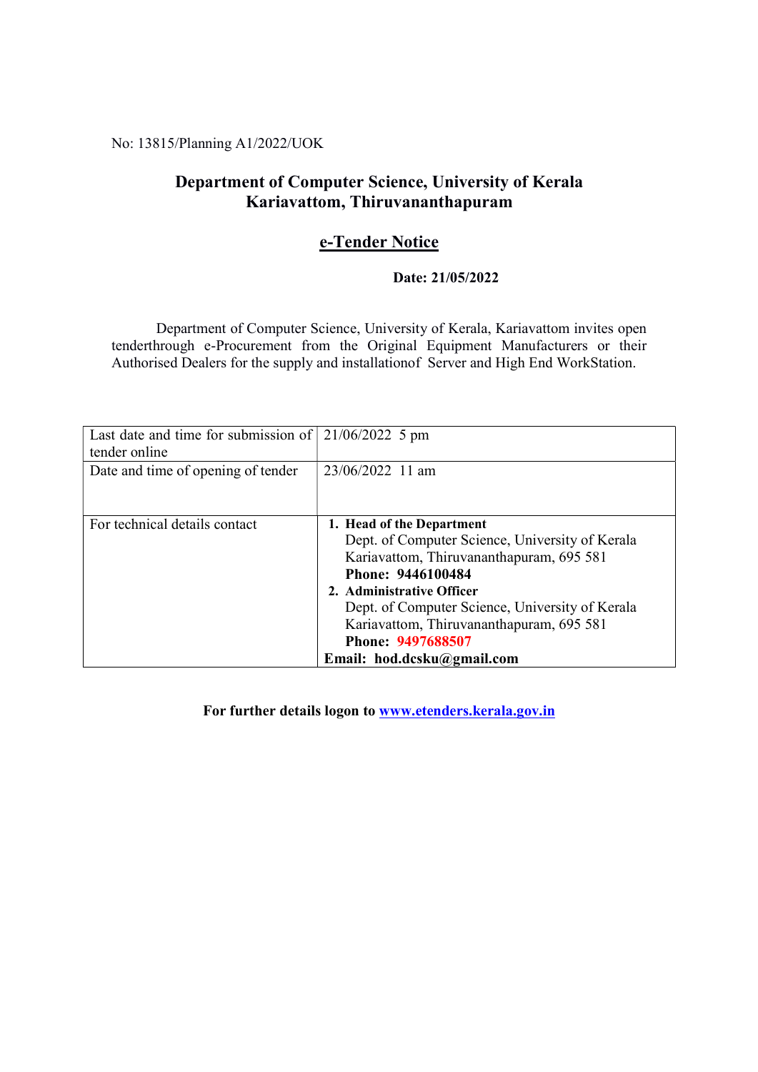No: 13815/Planning A1/2022/UOK

# Department of Computer Science, University of Kerala
# Kariavattom, Thiruvananthapuram

## e-Tender Notice

**Date: 21/05/2022**

Department of Computer Science, University of Kerala, Kariavattom invites open tenderthrough e-Procurement from the Original Equipment Manufacturers or their Authorised Dealers for the supply and installationof Server and High End WorkStation.

| Last date and time for submission of tender online | 21/06/2022 5 pm |
|---|---|
| Date and time of opening of tender | 23/06/2022 11 am |
| For technical details contact | 1. **Head of the Department**<br>Dept. of Computer Science, University of Kerala<br>Kariavattom, Thiruvananthapuram, 695 581<br>**Phone: 9446100484**<br>2. **Administrative Officer**<br>Dept. of Computer Science, University of Kerala<br>Kariavattom, Thiruvananthapuram, 695 581<br>**Phone: 9497688507**<br>**Email: hod.dcsku@gmail.com** |

**For further details logon to [www.etenders.kerala.gov.in](http://www.etenders.kerala.gov.in)**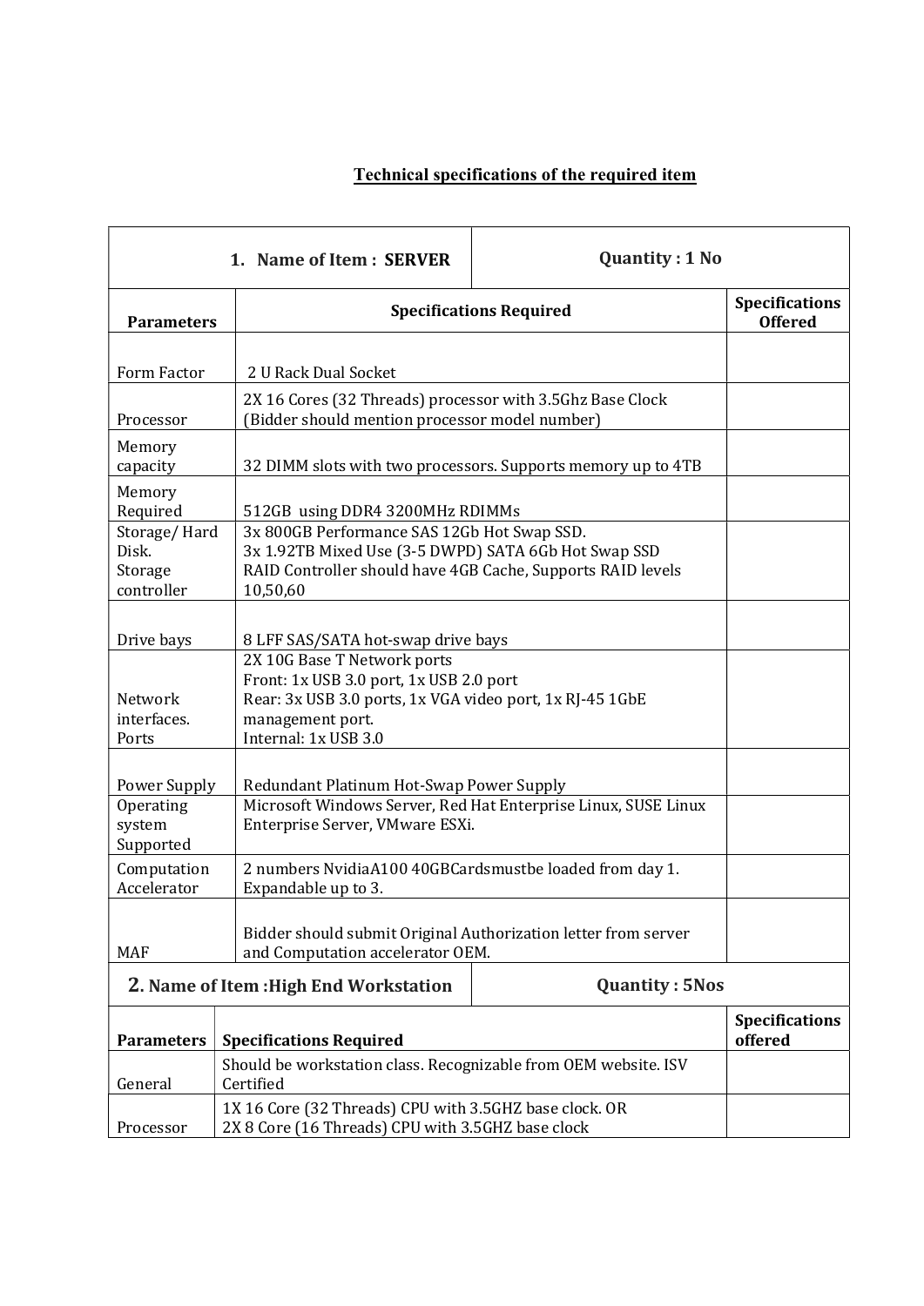**Technical specifications of the required item**

| 1. Name of Item : SERVER | | Quantity : 1 No |
|---|---|---|
| **Parameters** | **Specifications Required** | **Specifications Offered** |
| Form Factor | 2 U Rack Dual Socket | |
| Processor | 2X 16 Cores (32 Threads) processor with 3.5Ghz Base Clock (Bidder should mention processor model number) | |
| Memory capacity | 32 DIMM slots with two processors. Supports memory up to 4TB | |
| Memory Required | 512GB using DDR4 3200MHz RDIMMs | |
| Storage/ Hard Disk. Storage controller | 3x 800GB Performance SAS 12Gb Hot Swap SSD.<br>3x 1.92TB Mixed Use (3-5 DWPD) SATA 6Gb Hot Swap SSD<br>RAID Controller should have 4GB Cache, Supports RAID levels 10,50,60 | |
| Drive bays | 8 LFF SAS/SATA hot-swap drive bays | |
| Network interfaces. Ports | 2X 10G Base T Network ports<br>Front: 1x USB 3.0 port, 1x USB 2.0 port<br>Rear: 3x USB 3.0 ports, 1x VGA video port, 1x RJ-45 1GbE management port.<br>Internal: 1x USB 3.0 | |
| Power Supply | Redundant Platinum Hot-Swap Power Supply | |
| Operating system Supported | Microsoft Windows Server, Red Hat Enterprise Linux, SUSE Linux Enterprise Server, VMware ESXi. | |
| Computation Accelerator | 2 numbers NvidiaA100 40GBCardsmustbe loaded from day 1. Expandable up to 3. | |
| MAF | Bidder should submit Original Authorization letter from server and Computation accelerator OEM. | |

| 2. Name of Item :High End Workstation | | Quantity : 5Nos |
|---|---|---|
| **Parameters** | **Specifications Required** | **Specifications offered** |
| General | Should be workstation class. Recognizable from OEM website. ISV Certified | |
| Processor | 1X 16 Core (32 Threads) CPU with 3.5GHZ base clock. OR<br>2X 8 Core (16 Threads) CPU with 3.5GHZ base clock | |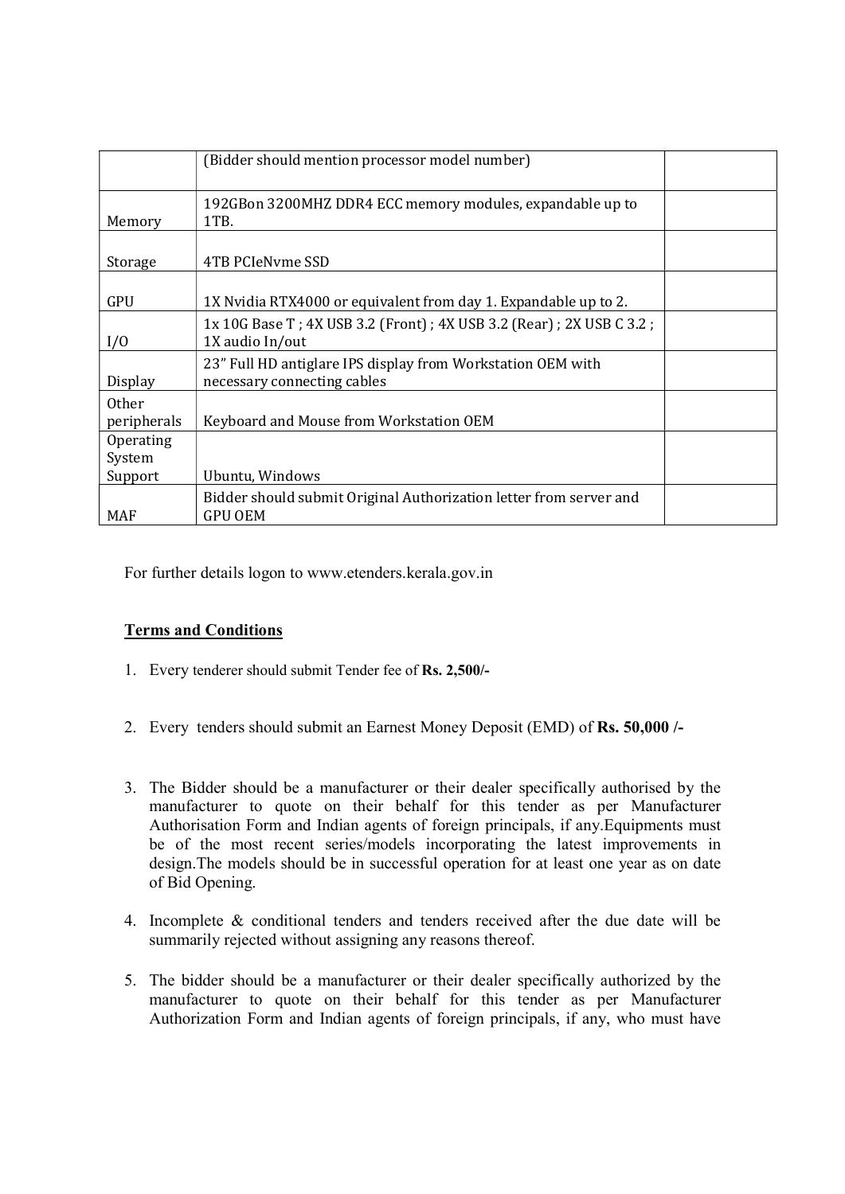|  |  |  |
|---|---|---|
|  | (Bidder should mention processor model number) |  |
| Memory | 192GBon 3200MHZ DDR4 ECC memory modules, expandable up to 1TB. |  |
| Storage | 4TB PCIeNvme SSD |  |
| GPU | 1X Nvidia RTX4000 or equivalent from day 1. Expandable up to 2. |  |
| I/O | 1x 10G Base T ; 4X USB 3.2 (Front) ; 4X USB 3.2 (Rear) ; 2X USB C 3.2 ; 1X audio In/out |  |
| Display | 23" Full HD antiglare IPS display from Workstation OEM with necessary connecting cables |  |
| Other peripherals | Keyboard and Mouse from Workstation OEM |  |
| Operating System Support | Ubuntu, Windows |  |
| MAF | Bidder should submit Original Authorization letter from server and GPU OEM |  |

For further details logon to www.etenders.kerala.gov.in

**Terms and Conditions**

1. Every tenderer should submit Tender fee of **Rs. 2,500/-**

2. Every tenders should submit an Earnest Money Deposit (EMD) of **Rs. 50,000 /-**

3. The Bidder should be a manufacturer or their dealer specifically authorised by the manufacturer to quote on their behalf for this tender as per Manufacturer Authorisation Form and Indian agents of foreign principals, if any.Equipments must be of the most recent series/models incorporating the latest improvements in design.The models should be in successful operation for at least one year as on date of Bid Opening.

4. Incomplete & conditional tenders and tenders received after the due date will be summarily rejected without assigning any reasons thereof.

5. The bidder should be a manufacturer or their dealer specifically authorized by the manufacturer to quote on their behalf for this tender as per Manufacturer Authorization Form and Indian agents of foreign principals, if any, who must have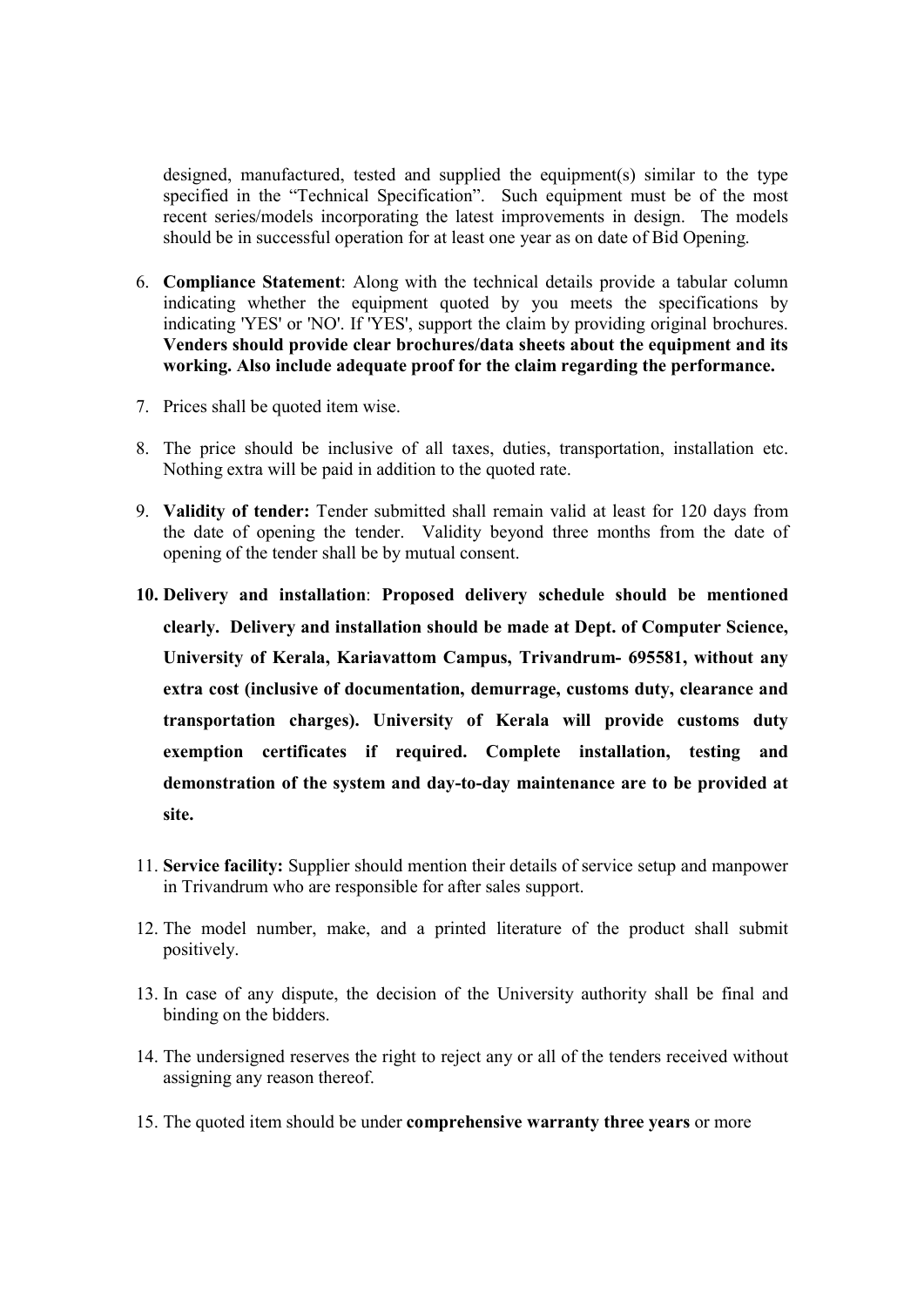designed, manufactured, tested and supplied the equipment(s) similar to the type specified in the "Technical Specification". Such equipment must be of the most recent series/models incorporating the latest improvements in design. The models should be in successful operation for at least one year as on date of Bid Opening.

6. **Compliance Statement**: Along with the technical details provide a tabular column indicating whether the equipment quoted by you meets the specifications by indicating 'YES' or 'NO'. If 'YES', support the claim by providing original brochures. **Venders should provide clear brochures/data sheets about the equipment and its working. Also include adequate proof for the claim regarding the performance.**

7. Prices shall be quoted item wise.

8. The price should be inclusive of all taxes, duties, transportation, installation etc. Nothing extra will be paid in addition to the quoted rate.

9. **Validity of tender:** Tender submitted shall remain valid at least for 120 days from the date of opening the tender. Validity beyond three months from the date of opening of the tender shall be by mutual consent.

10. **Delivery and installation**: **Proposed delivery schedule should be mentioned clearly. Delivery and installation should be made at Dept. of Computer Science, University of Kerala, Kariavattom Campus, Trivandrum- 695581, without any extra cost (inclusive of documentation, demurrage, customs duty, clearance and transportation charges). University of Kerala will provide customs duty exemption certificates if required. Complete installation, testing and demonstration of the system and day-to-day maintenance are to be provided at site.**

11. **Service facility:** Supplier should mention their details of service setup and manpower in Trivandrum who are responsible for after sales support.

12. The model number, make, and a printed literature of the product shall submit positively.

13. In case of any dispute, the decision of the University authority shall be final and binding on the bidders.

14. The undersigned reserves the right to reject any or all of the tenders received without assigning any reason thereof.

15. The quoted item should be under **comprehensive warranty three years** or more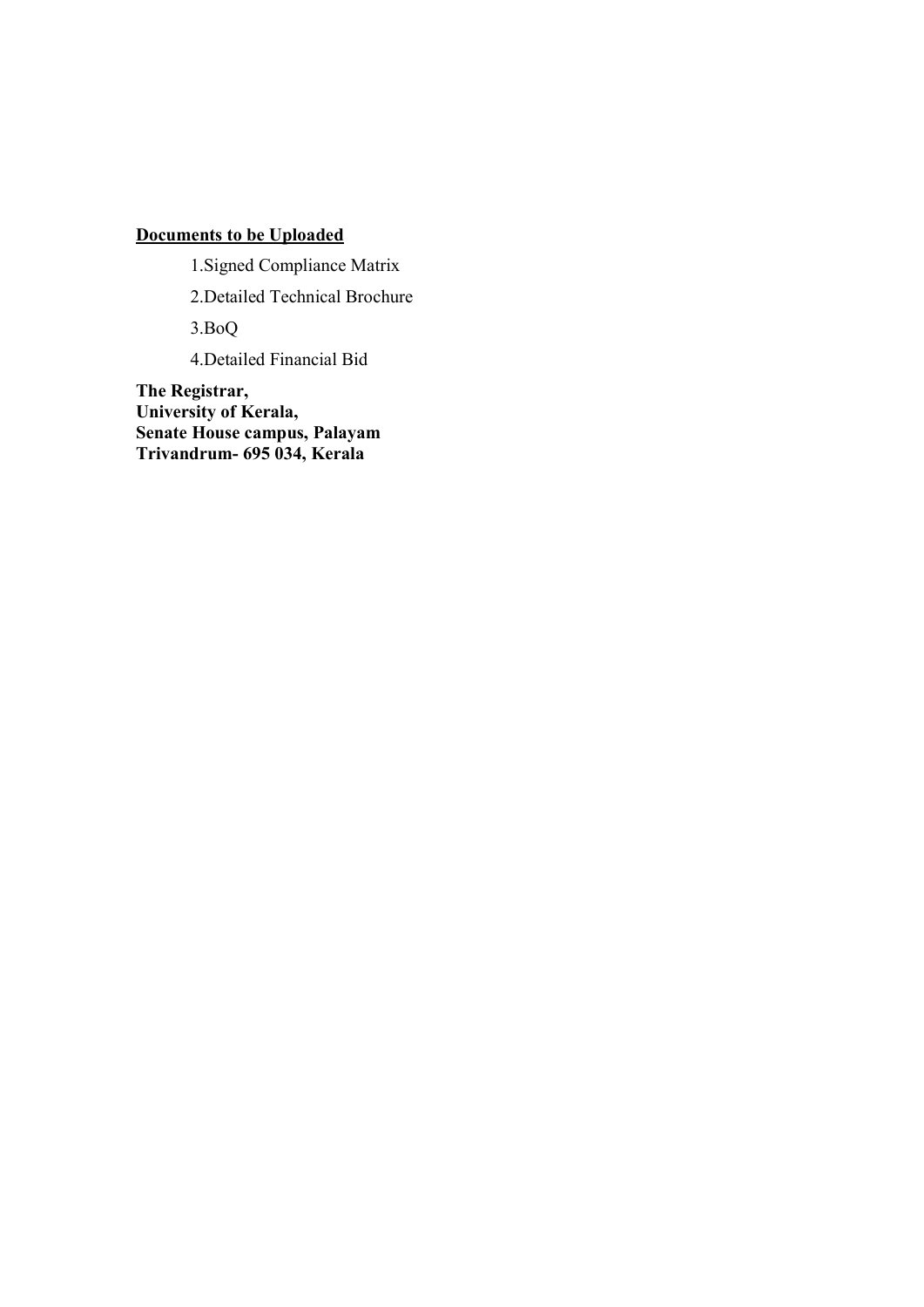**Documents to be Uploaded**

1.Signed Compliance Matrix

2.Detailed Technical Brochure

3.BoQ

4.Detailed Financial Bid

**The Registrar,**
**University of Kerala,**
**Senate House campus, Palayam**
**Trivandrum- 695 034, Kerala**